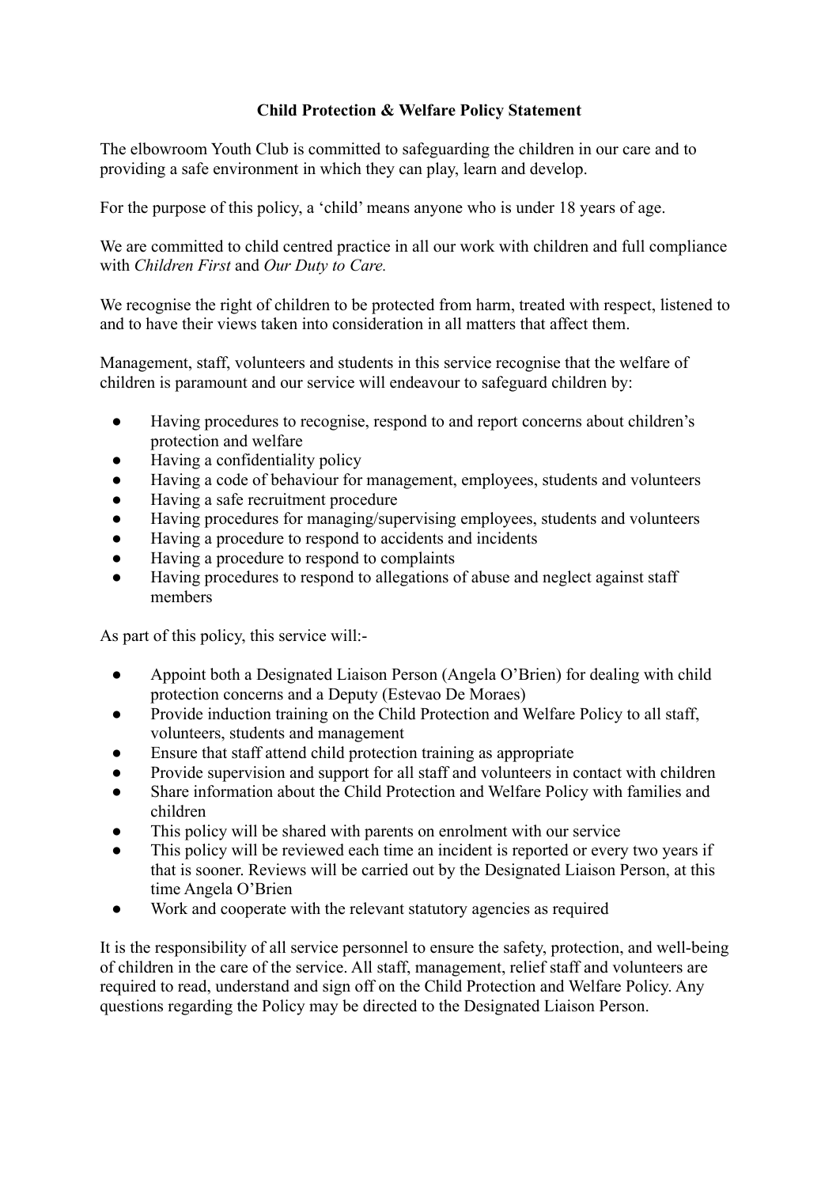# Child Protection & Welfare Policy Statement

The elbowroom Youth Club is committed to safeguarding the children in our care and to providing a safe environment in which they can play, learn and develop.

For the purpose of this policy, a 'child' means anyone who is under 18 years of age.

We are committed to child centred practice in all our work with children and full compliance with *Children First* and *Our Duty to Care.*

We recognise the right of children to be protected from harm, treated with respect, listened to and to have their views taken into consideration in all matters that affect them.

Management, staff, volunteers and students in this service recognise that the welfare of children is paramount and our service will endeavour to safeguard children by:

- Having procedures to recognise, respond to and report concerns about children's protection and welfare
- Having a confidentiality policy
- Having a code of behaviour for management, employees, students and volunteers
- Having a safe recruitment procedure
- Having procedures for managing/supervising employees, students and volunteers
- Having a procedure to respond to accidents and incidents
- Having a procedure to respond to complaints
- Having procedures to respond to allegations of abuse and neglect against staff members

As part of this policy, this service will:-

- Appoint both a Designated Liaison Person (Angela O'Brien) for dealing with child protection concerns and a Deputy (Estevao De Moraes)
- Provide induction training on the Child Protection and Welfare Policy to all staff, volunteers, students and management
- Ensure that staff attend child protection training as appropriate
- Provide supervision and support for all staff and volunteers in contact with children
- Share information about the Child Protection and Welfare Policy with families and children
- This policy will be shared with parents on enrolment with our service
- This policy will be reviewed each time an incident is reported or every two years if that is sooner. Reviews will be carried out by the Designated Liaison Person, at this time Angela O'Brien
- Work and cooperate with the relevant statutory agencies as required

It is the responsibility of all service personnel to ensure the safety, protection, and well-being of children in the care of the service. All staff, management, relief staff and volunteers are required to read, understand and sign off on the Child Protection and Welfare Policy. Any questions regarding the Policy may be directed to the Designated Liaison Person.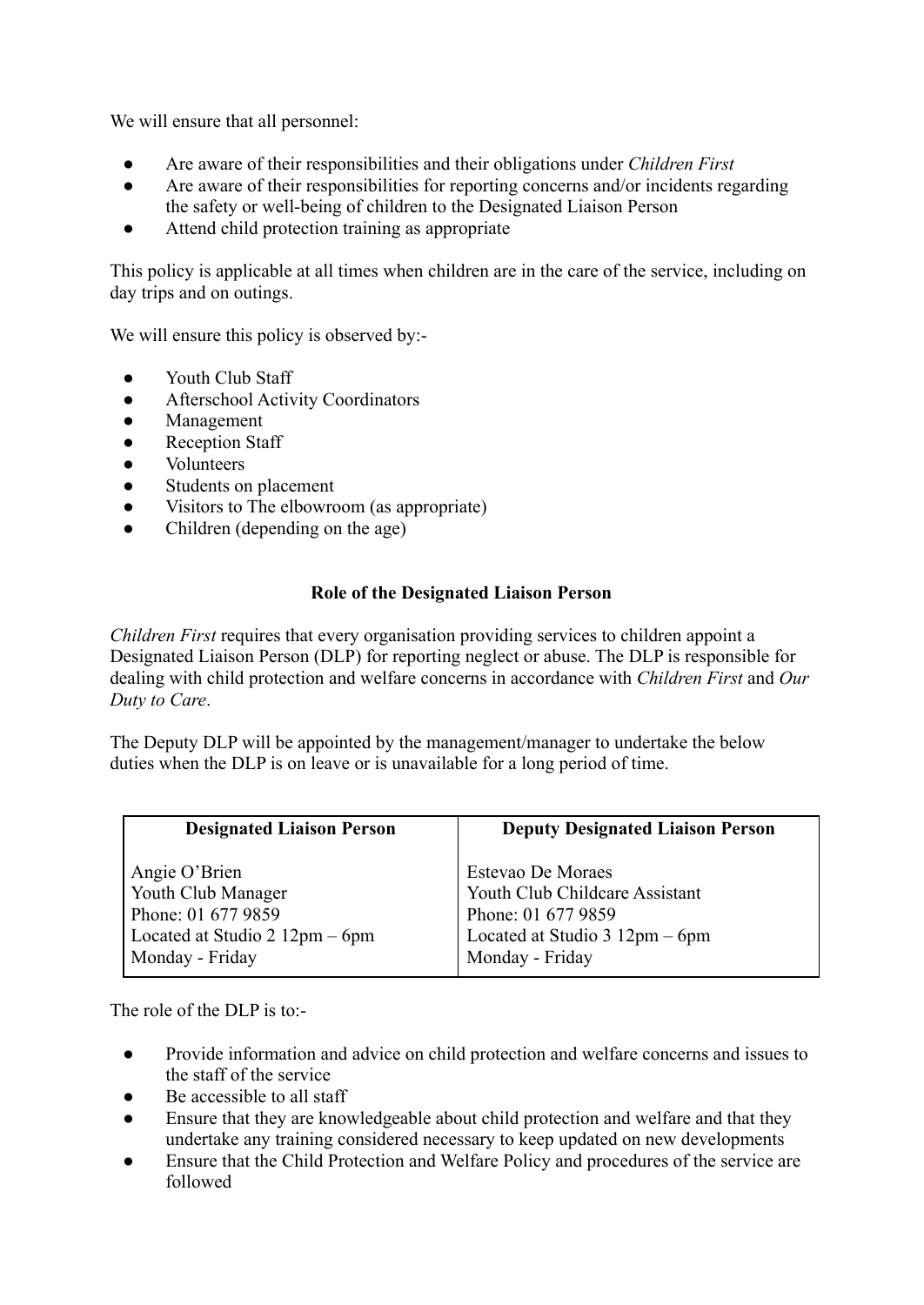We will ensure that all personnel:

- Are aware of their responsibilities and their obligations under *Children First*
- Are aware of their responsibilities for reporting concerns and/or incidents regarding the safety or well-being of children to the Designated Liaison Person
- Attend child protection training as appropriate

This policy is applicable at all times when children are in the care of the service, including on day trips and on outings.

We will ensure this policy is observed by:-

- Youth Club Staff
- Afterschool Activity Coordinators
- Management
- Reception Staff
- Volunteers
- Students on placement
- Visitors to The elbowroom (as appropriate)
- Children (depending on the age)

### Role of the Designated Liaison Person

*Children First* requires that every organisation providing services to children appoint a Designated Liaison Person (DLP) for reporting neglect or abuse. The DLP is responsible for dealing with child protection and welfare concerns in accordance with *Children First* and *Our Duty to Care*.

The Deputy DLP will be appointed by the management/manager to undertake the below duties when the DLP is on leave or is unavailable for a long period of time.

| Designated Liaison Person | Deputy Designated Liaison Person |
| --- | --- |
| Angie O'Brien<br>Youth Club Manager<br>Phone: 01 677 9859<br>Located at Studio 2 12pm – 6pm<br>Monday - Friday | Estevao De Moraes<br>Youth Club Childcare Assistant<br>Phone: 01 677 9859<br>Located at Studio 3 12pm – 6pm<br>Monday - Friday |

The role of the DLP is to:-

- Provide information and advice on child protection and welfare concerns and issues to the staff of the service
- Be accessible to all staff
- Ensure that they are knowledgeable about child protection and welfare and that they undertake any training considered necessary to keep updated on new developments
- Ensure that the Child Protection and Welfare Policy and procedures of the service are followed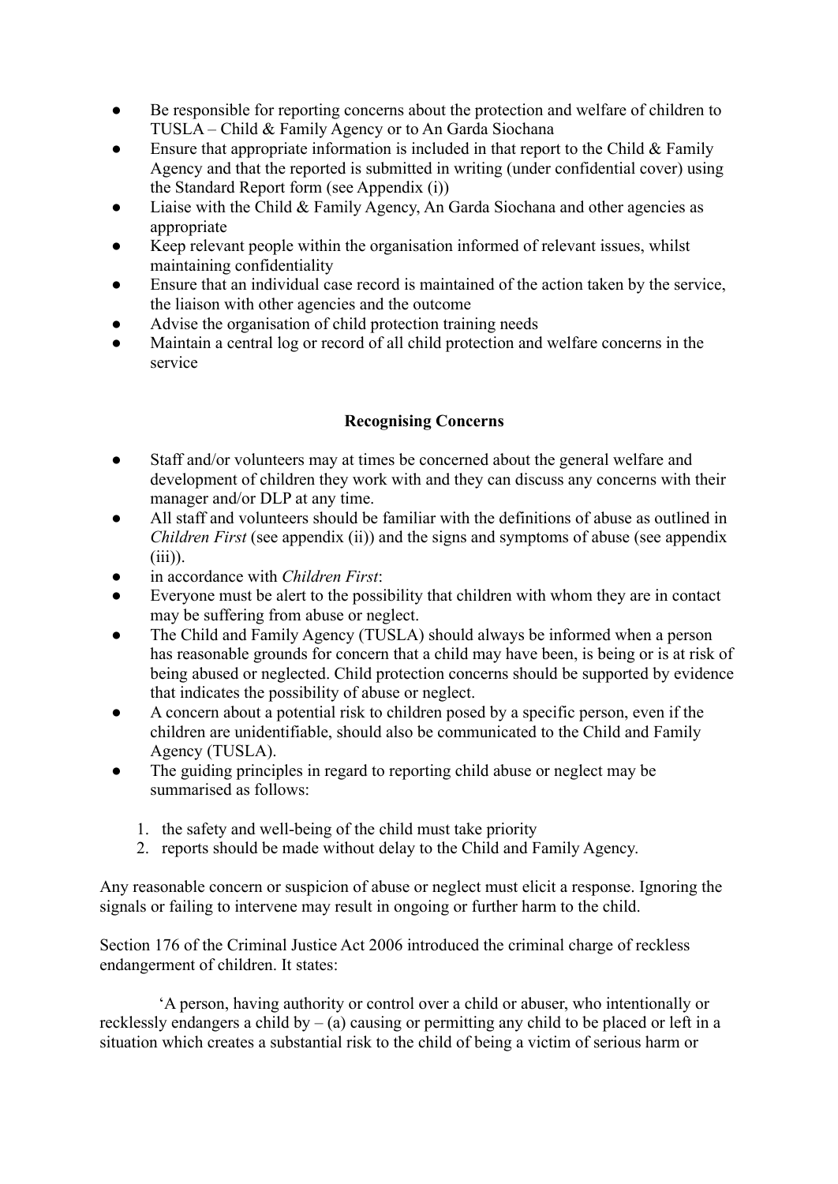- Be responsible for reporting concerns about the protection and welfare of children to TUSLA – Child & Family Agency or to An Garda Siochana
- Ensure that appropriate information is included in that report to the Child & Family Agency and that the reported is submitted in writing (under confidential cover) using the Standard Report form (see Appendix (i))
- Liaise with the Child & Family Agency, An Garda Siochana and other agencies as appropriate
- Keep relevant people within the organisation informed of relevant issues, whilst maintaining confidentiality
- Ensure that an individual case record is maintained of the action taken by the service, the liaison with other agencies and the outcome
- Advise the organisation of child protection training needs
- Maintain a central log or record of all child protection and welfare concerns in the service

**Recognising Concerns**

- Staff and/or volunteers may at times be concerned about the general welfare and development of children they work with and they can discuss any concerns with their manager and/or DLP at any time.
- All staff and volunteers should be familiar with the definitions of abuse as outlined in *Children First* (see appendix (ii)) and the signs and symptoms of abuse (see appendix (iii)).
- in accordance with *Children First*:
- Everyone must be alert to the possibility that children with whom they are in contact may be suffering from abuse or neglect.
- The Child and Family Agency (TUSLA) should always be informed when a person has reasonable grounds for concern that a child may have been, is being or is at risk of being abused or neglected. Child protection concerns should be supported by evidence that indicates the possibility of abuse or neglect.
- A concern about a potential risk to children posed by a specific person, even if the children are unidentifiable, should also be communicated to the Child and Family Agency (TUSLA).
- The guiding principles in regard to reporting child abuse or neglect may be summarised as follows:

  1. the safety and well-being of the child must take priority
  2. reports should be made without delay to the Child and Family Agency.

Any reasonable concern or suspicion of abuse or neglect must elicit a response. Ignoring the signals or failing to intervene may result in ongoing or further harm to the child.

Section 176 of the Criminal Justice Act 2006 introduced the criminal charge of reckless endangerment of children. It states:

'A person, having authority or control over a child or abuser, who intentionally or recklessly endangers a child by – (a) causing or permitting any child to be placed or left in a situation which creates a substantial risk to the child of being a victim of serious harm or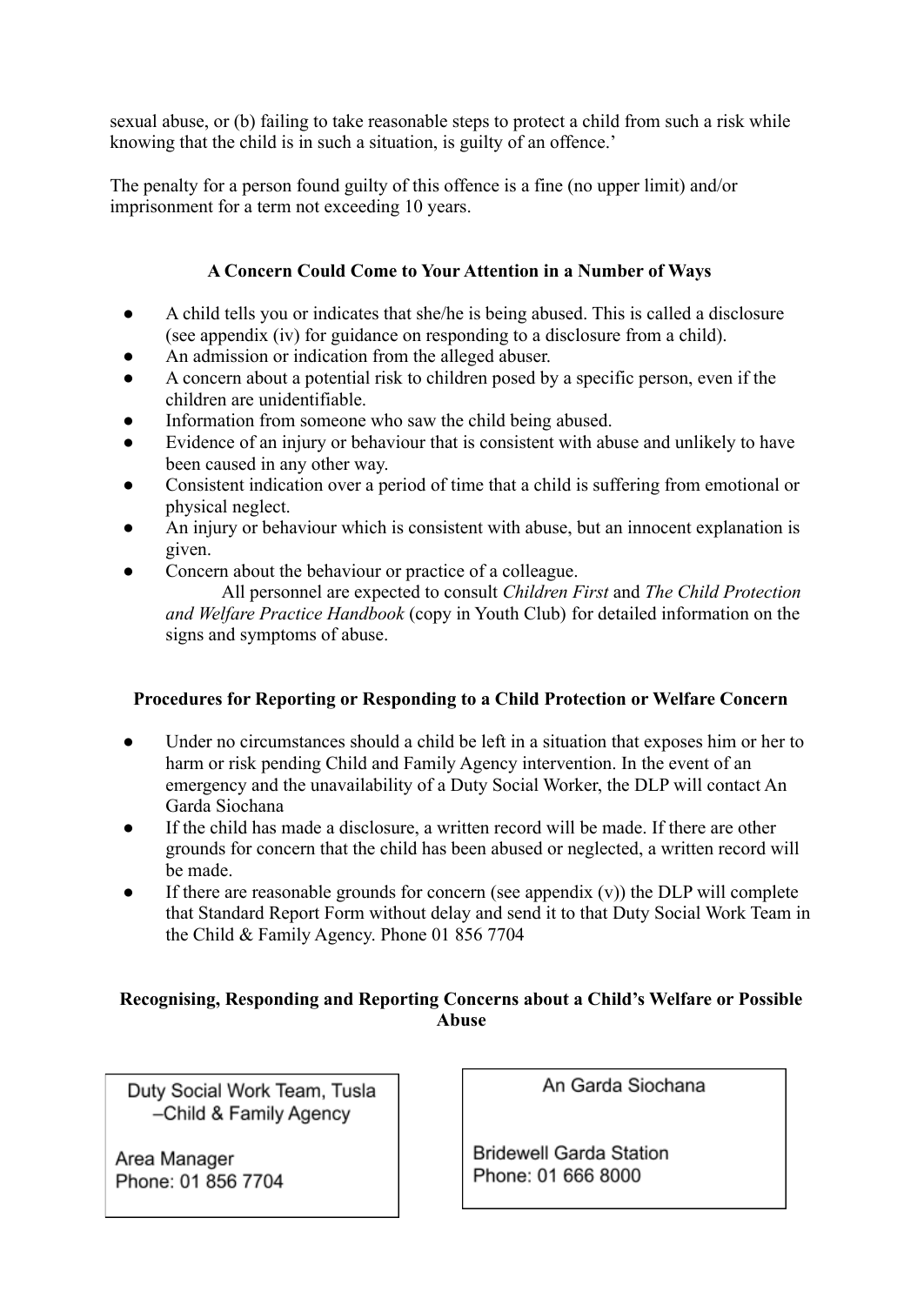sexual abuse, or (b) failing to take reasonable steps to protect a child from such a risk while knowing that the child is in such a situation, is guilty of an offence.'

The penalty for a person found guilty of this offence is a fine (no upper limit) and/or imprisonment for a term not exceeding 10 years.

### A Concern Could Come to Your Attention in a Number of Ways

- A child tells you or indicates that she/he is being abused. This is called a disclosure (see appendix (iv) for guidance on responding to a disclosure from a child).
- An admission or indication from the alleged abuser.
- A concern about a potential risk to children posed by a specific person, even if the children are unidentifiable.
- Information from someone who saw the child being abused.
- Evidence of an injury or behaviour that is consistent with abuse and unlikely to have been caused in any other way.
- Consistent indication over a period of time that a child is suffering from emotional or physical neglect.
- An injury or behaviour which is consistent with abuse, but an innocent explanation is given.
- Concern about the behaviour or practice of a colleague.
  All personnel are expected to consult *Children First* and *The Child Protection and Welfare Practice Handbook* (copy in Youth Club) for detailed information on the signs and symptoms of abuse.

### Procedures for Reporting or Responding to a Child Protection or Welfare Concern

- Under no circumstances should a child be left in a situation that exposes him or her to harm or risk pending Child and Family Agency intervention. In the event of an emergency and the unavailability of a Duty Social Worker, the DLP will contact An Garda Siochana
- If the child has made a disclosure, a written record will be made. If there are other grounds for concern that the child has been abused or neglected, a written record will be made.
- If there are reasonable grounds for concern (see appendix (v)) the DLP will complete that Standard Report Form without delay and send it to that Duty Social Work Team in the Child & Family Agency. Phone 01 856 7704

### Recognising, Responding and Reporting Concerns about a Child's Welfare or Possible Abuse

Duty Social Work Team, Tusla –Child & Family Agency

Area Manager
Phone: 01 856 7704

An Garda Siochana

Bridewell Garda Station
Phone: 01 666 8000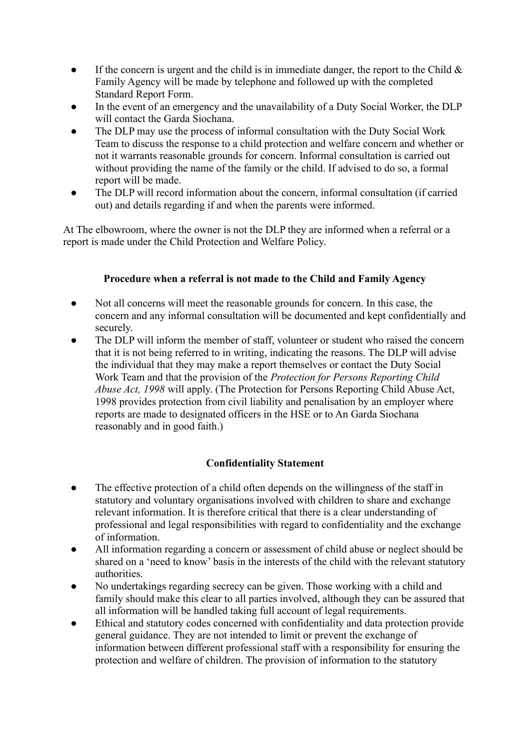- If the concern is urgent and the child is in immediate danger, the report to the Child & Family Agency will be made by telephone and followed up with the completed Standard Report Form.
- In the event of an emergency and the unavailability of a Duty Social Worker, the DLP will contact the Garda Siochana.
- The DLP may use the process of informal consultation with the Duty Social Work Team to discuss the response to a child protection and welfare concern and whether or not it warrants reasonable grounds for concern. Informal consultation is carried out without providing the name of the family or the child. If advised to do so, a formal report will be made.
- The DLP will record information about the concern, informal consultation (if carried out) and details regarding if and when the parents were informed.

At The elbowroom, where the owner is not the DLP they are informed when a referral or a report is made under the Child Protection and Welfare Policy.

**Procedure when a referral is not made to the Child and Family Agency**

- Not all concerns will meet the reasonable grounds for concern. In this case, the concern and any informal consultation will be documented and kept confidentially and securely.
- The DLP will inform the member of staff, volunteer or student who raised the concern that it is not being referred to in writing, indicating the reasons. The DLP will advise the individual that they may make a report themselves or contact the Duty Social Work Team and that the provision of the *Protection for Persons Reporting Child Abuse Act, 1998* will apply. (The Protection for Persons Reporting Child Abuse Act, 1998 provides protection from civil liability and penalisation by an employer where reports are made to designated officers in the HSE or to An Garda Siochana reasonably and in good faith.)

**Confidentiality Statement**

- The effective protection of a child often depends on the willingness of the staff in statutory and voluntary organisations involved with children to share and exchange relevant information. It is therefore critical that there is a clear understanding of professional and legal responsibilities with regard to confidentiality and the exchange of information.
- All information regarding a concern or assessment of child abuse or neglect should be shared on a 'need to know' basis in the interests of the child with the relevant statutory authorities.
- No undertakings regarding secrecy can be given. Those working with a child and family should make this clear to all parties involved, although they can be assured that all information will be handled taking full account of legal requirements.
- Ethical and statutory codes concerned with confidentiality and data protection provide general guidance. They are not intended to limit or prevent the exchange of information between different professional staff with a responsibility for ensuring the protection and welfare of children. The provision of information to the statutory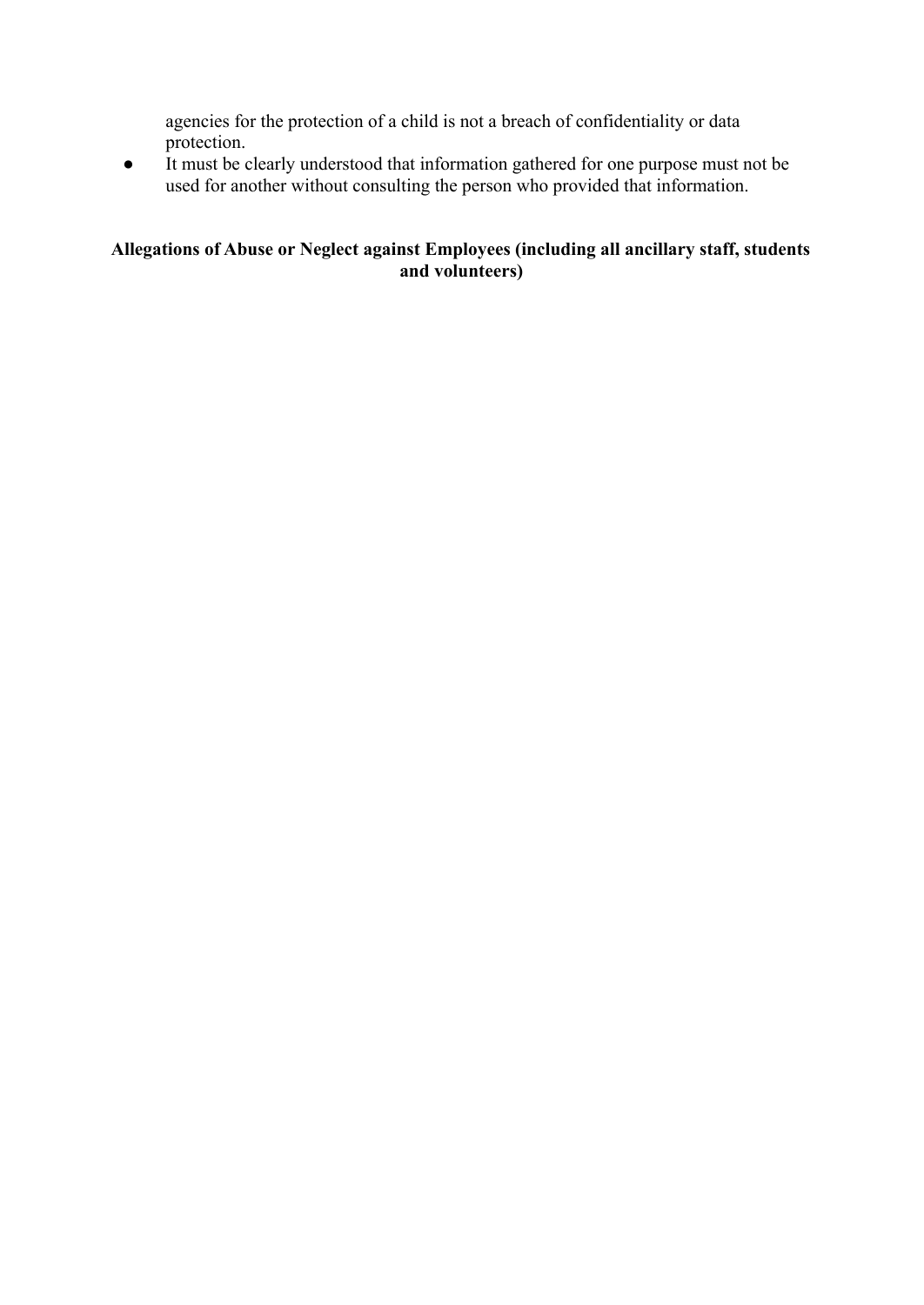agencies for the protection of a child is not a breach of confidentiality or data protection.

- It must be clearly understood that information gathered for one purpose must not be used for another without consulting the person who provided that information.

**Allegations of Abuse or Neglect against Employees (including all ancillary staff, students and volunteers)**